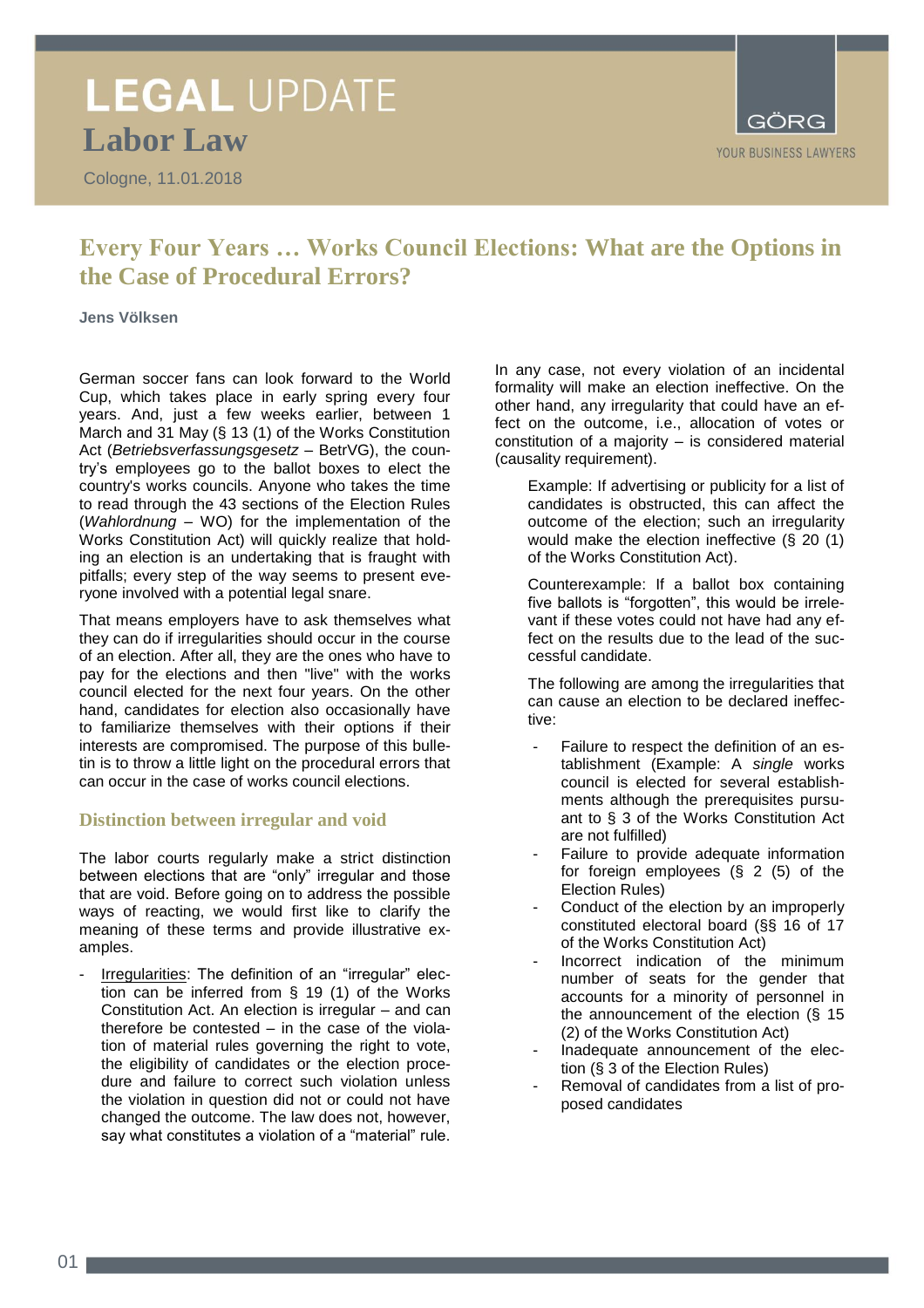# LEGAL UPDATE

## Labor Law

Cologne, 11.01.2018

# Every Four Years … Works Council Elections: What are the Options in the Case of Procedural Errors?

**Jens Völksen**

German soccer fans can look forward to the World Cup, which takes place in early spring every four years. And, just a few weeks earlier, between 1 March and 31 May (§ 13 (1) of the Works Constitution Act (*Betriebsverfassungsgesetz* – BetrVG), the country's employees go to the ballot boxes to elect the country's works councils. Anyone who takes the time to read through the 43 sections of the Election Rules (*Wahlordnung* – WO) for the implementation of the Works Constitution Act) will quickly realize that holding an election is an undertaking that is fraught with pitfalls; every step of the way seems to present everyone involved with a potential legal snare.

That means employers have to ask themselves what they can do if irregularities should occur in the course of an election. After all, they are the ones who have to pay for the elections and then "live" with the works council elected for the next four years. On the other hand, candidates for election also occasionally have to familiarize themselves with their options if their interests are compromised. The purpose of this bulletin is to throw a little light on the procedural errors that can occur in the case of works council elections.

## Distinction between irregular and void

The labor courts regularly make a strict distinction between elections that are "only" irregular and those that are void. Before going on to address the possible ways of reacting, we would first like to clarify the meaning of these terms and provide illustrative examples.

- Irregularities: The definition of an "irregular" election can be inferred from § 19 (1) of the Works Constitution Act. An election is irregular – and can therefore be contested – in the case of the violation of material rules governing the right to vote, the eligibility of candidates or the election procedure and failure to correct such violation unless the violation in question did not or could not have changed the outcome. The law does not, however, say what constitutes a violation of a "material" rule.

In any case, not every violation of an incidental formality will make an election ineffective. On the other hand, any irregularity that could have an effect on the outcome, i.e., allocation of votes or constitution of a majority – is considered material (causality requirement).

> Example: If advertising or publicity for a list of candidates is obstructed, this can affect the outcome of the election; such an irregularity would make the election ineffective (§ 20 (1) of the Works Constitution Act).
>
> Counterexample: If a ballot box containing five ballots is "forgotten", this would be irrelevant if these votes could not have had any effect on the results due to the lead of the successful candidate.
>
> The following are among the irregularities that can cause an election to be declared ineffective:

- Failure to respect the definition of an establishment (Example: A *single* works council is elected for several establishments although the prerequisites pursuant to § 3 of the Works Constitution Act are not fulfilled)
- Failure to provide adequate information for foreign employees (§ 2 (5) of the Election Rules)
- Conduct of the election by an improperly constituted electoral board (§§ 16 of 17 of the Works Constitution Act)
- Incorrect indication of the minimum number of seats for the gender that accounts for a minority of personnel in the announcement of the election (§ 15 (2) of the Works Constitution Act)
- Inadequate announcement of the election (§ 3 of the Election Rules)
- Removal of candidates from a list of proposed candidates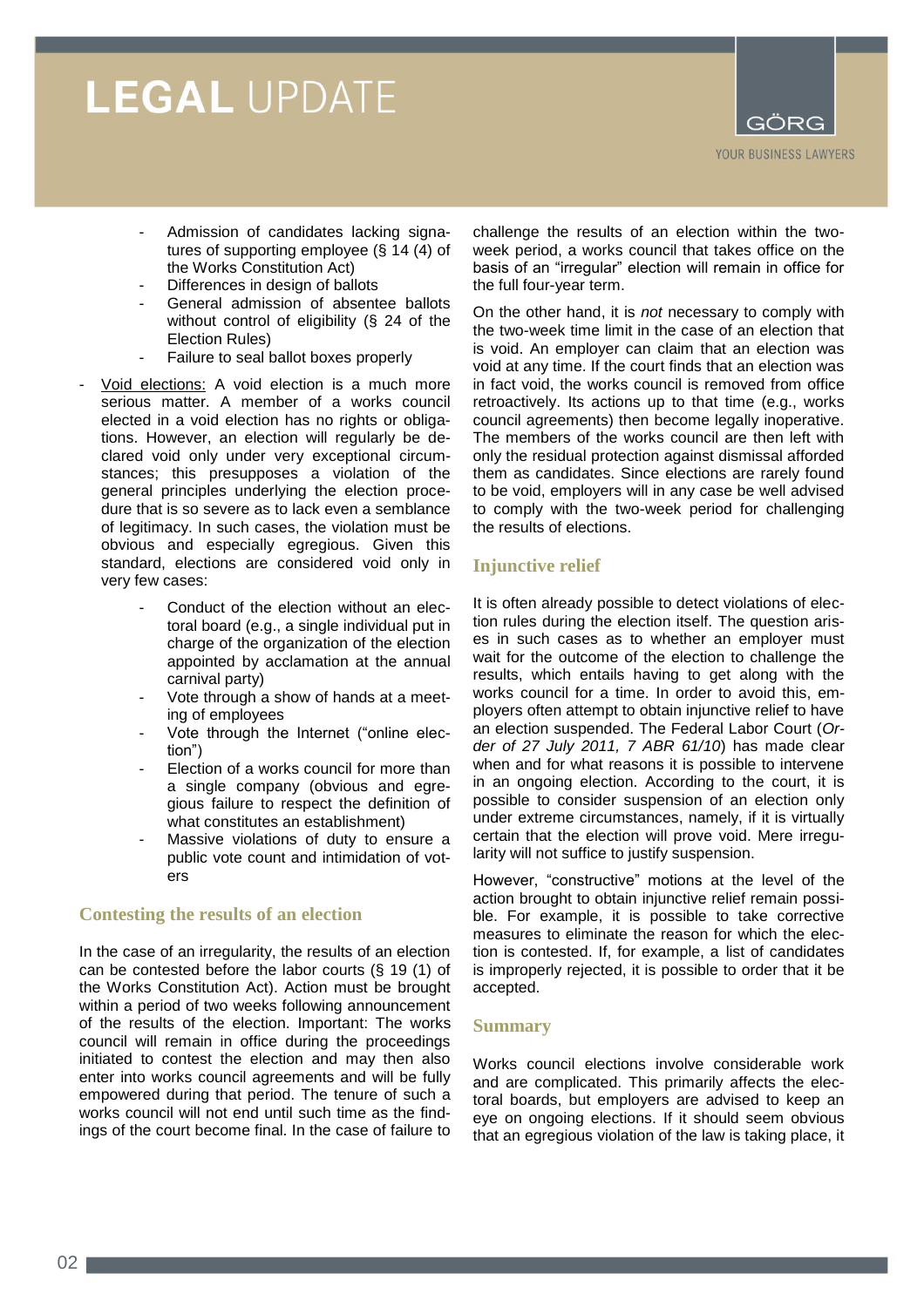- Admission of candidates lacking signatures of supporting employee (§ 14 (4) of the Works Constitution Act)
- Differences in design of ballots
- General admission of absentee ballots without control of eligibility (§ 24 of the Election Rules)
- Failure to seal ballot boxes properly

- Void elections: A void election is a much more serious matter. A member of a works council elected in a void election has no rights or obligations. However, an election will regularly be declared void only under very exceptional circumstances; this presupposes a violation of the general principles underlying the election procedure that is so severe as to lack even a semblance of legitimacy. In such cases, the violation must be obvious and especially egregious. Given this standard, elections are considered void only in very few cases:
  - Conduct of the election without an electoral board (e.g., a single individual put in charge of the organization of the election appointed by acclamation at the annual carnival party)
  - Vote through a show of hands at a meeting of employees
  - Vote through the Internet ("online election")
  - Election of a works council for more than a single company (obvious and egregious failure to respect the definition of what constitutes an establishment)
  - Massive violations of duty to ensure a public vote count and intimidation of voters

## Contesting the results of an election

In the case of an irregularity, the results of an election can be contested before the labor courts (§ 19 (1) of the Works Constitution Act). Action must be brought within a period of two weeks following announcement of the results of the election. Important: The works council will remain in office during the proceedings initiated to contest the election and may then also enter into works council agreements and will be fully empowered during that period. The tenure of such a works council will not end until such time as the findings of the court become final. In the case of failure to challenge the results of an election within the two-week period, a works council that takes office on the basis of an "irregular" election will remain in office for the full four-year term.

On the other hand, it is *not* necessary to comply with the two-week time limit in the case of an election that is void. An employer can claim that an election was void at any time. If the court finds that an election was in fact void, the works council is removed from office retroactively. Its actions up to that time (e.g., works council agreements) then become legally inoperative. The members of the works council are then left with only the residual protection against dismissal afforded them as candidates. Since elections are rarely found to be void, employers will in any case be well advised to comply with the two-week period for challenging the results of elections.

## Injunctive relief

It is often already possible to detect violations of election rules during the election itself. The question arises in such cases as to whether an employer must wait for the outcome of the election to challenge the results, which entails having to get along with the works council for a time. In order to avoid this, employers often attempt to obtain injunctive relief to have an election suspended. The Federal Labor Court (*Order of 27 July 2011, 7 ABR 61/10*) has made clear when and for what reasons it is possible to intervene in an ongoing election. According to the court, it is possible to consider suspension of an election only under extreme circumstances, namely, if it is virtually certain that the election will prove void. Mere irregularity will not suffice to justify suspension.

However, "constructive" motions at the level of the action brought to obtain injunctive relief remain possible. For example, it is possible to take corrective measures to eliminate the reason for which the election is contested. If, for example, a list of candidates is improperly rejected, it is possible to order that it be accepted.

## Summary

Works council elections involve considerable work and are complicated. This primarily affects the electoral boards, but employers are advised to keep an eye on ongoing elections. If it should seem obvious that an egregious violation of the law is taking place, it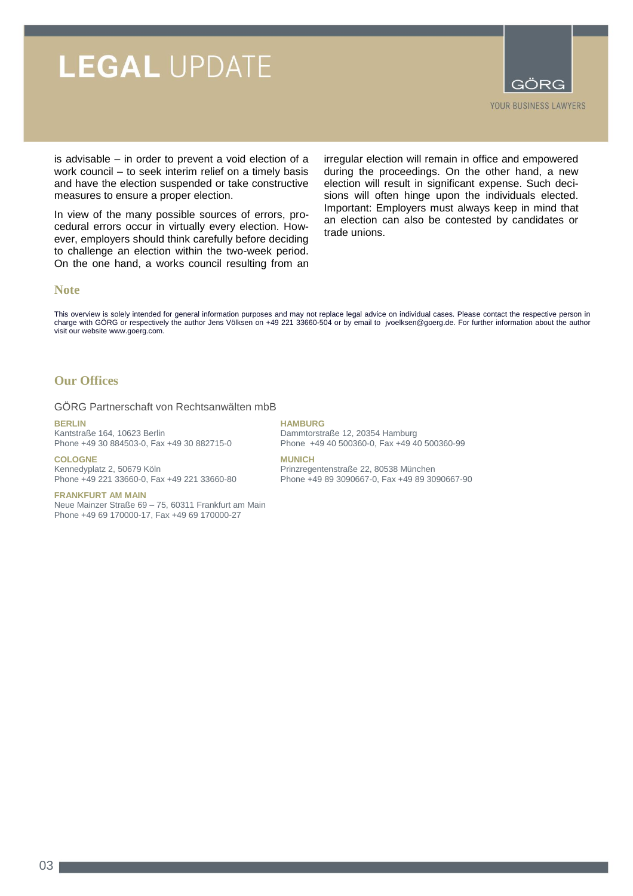is advisable – in order to prevent a void election of a work council – to seek interim relief on a timely basis and have the election suspended or take constructive measures to ensure a proper election.

In view of the many possible sources of errors, procedural errors occur in virtually every election. However, employers should think carefully before deciding to challenge an election within the two-week period. On the one hand, a works council resulting from an irregular election will remain in office and empowered during the proceedings. On the other hand, a new election will result in significant expense. Such decisions will often hinge upon the individuals elected. Important: Employers must always keep in mind that an election can also be contested by candidates or trade unions.

## Note

This overview is solely intended for general information purposes and may not replace legal advice on individual cases. Please contact the respective person in charge with GÖRG or respectively the author Jens Völksen on +49 221 33660-504 or by email to jvoelksen@goerg.de. For further information about the author visit our website www.goerg.com.

## Our Offices

GÖRG Partnerschaft von Rechtsanwälten mbB

**BERLIN**
Kantstraße 164, 10623 Berlin
Phone +49 30 884503-0, Fax +49 30 882715-0

**COLOGNE**
Kennedyplatz 2, 50679 Köln
Phone +49 221 33660-0, Fax +49 221 33660-80

**FRANKFURT AM MAIN**
Neue Mainzer Straße 69 – 75, 60311 Frankfurt am Main
Phone +49 69 170000-17, Fax +49 69 170000-27

**HAMBURG**
Dammtorstraße 12, 20354 Hamburg
Phone +49 40 500360-0, Fax +49 40 500360-99

**MUNICH**
Prinzregentenstraße 22, 80538 München
Phone +49 89 3090667-0, Fax +49 89 3090667-90